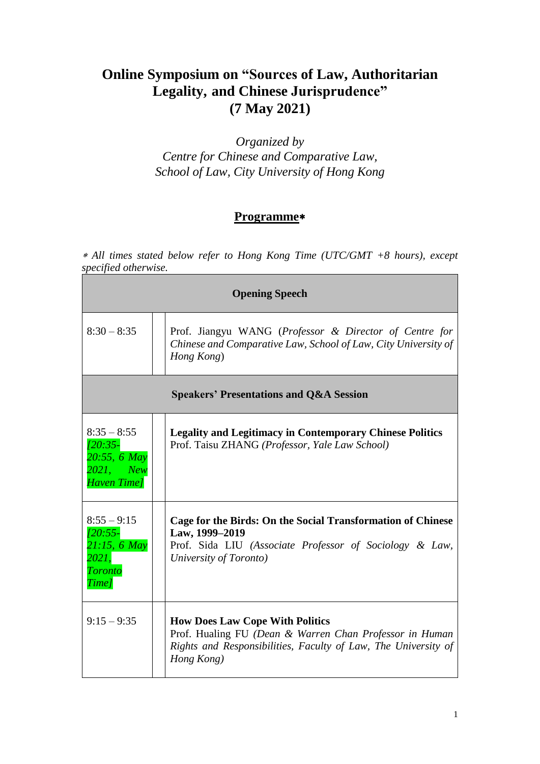# Online Symposium on "Sources of Law, Authoritarian Legality, and Chinese Jurisprudence" (7 May 2021)

*Organized by*
*Centre for Chinese and Comparative Law,*
*School of Law, City University of Hong Kong*

## Programme∗

∗ *All times stated below refer to Hong Kong Time (UTC/GMT +8 hours), except specified otherwise.*

| **Opening Speech** | | |
|---|---|---|
| 8:30 – 8:35 | | Prof. Jiangyu WANG (*Professor & Director of Centre for Chinese and Comparative Law, School of Law, City University of Hong Kong*) |
| **Speakers' Presentations and Q&A Session** | | |
| 8:35 – 8:55 *[20:35-20:55, 6 May 2021, New Haven Time]* | | **Legality and Legitimacy in Contemporary Chinese Politics** Prof. Taisu ZHANG *(Professor, Yale Law School)* |
| 8:55 – 9:15 *[20:55-21:15, 6 May 2021, Toronto Time]* | | **Cage for the Birds: On the Social Transformation of Chinese Law, 1999–2019** Prof. Sida LIU *(Associate Professor of Sociology & Law, University of Toronto)* |
| 9:15 – 9:35 | | **How Does Law Cope With Politics** Prof. Hualing FU *(Dean & Warren Chan Professor in Human Rights and Responsibilities, Faculty of Law, The University of Hong Kong)* |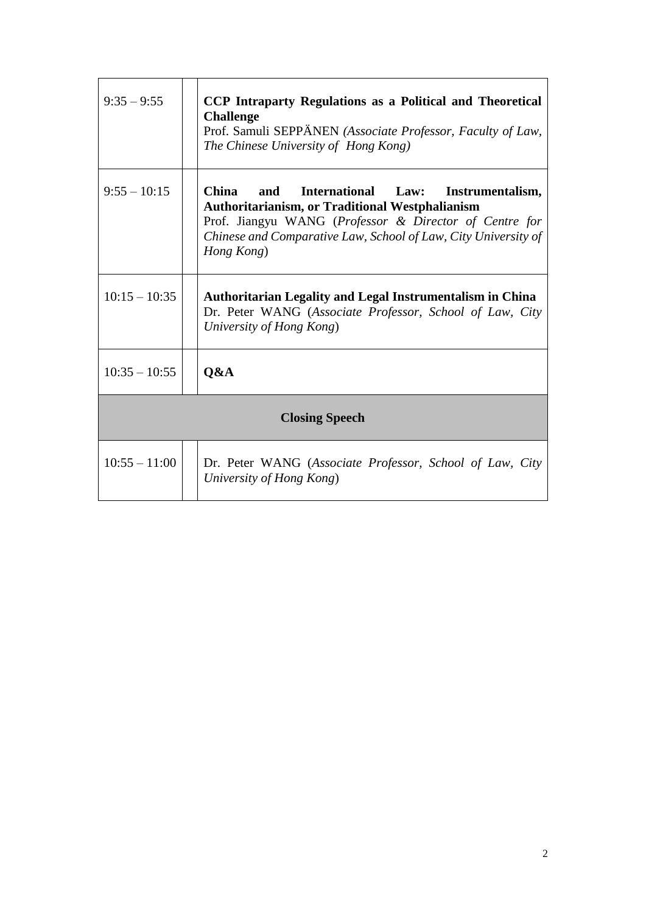| | | |
|---|---|---|
| 9:35 – 9:55 | | **CCP Intraparty Regulations as a Political and Theoretical Challenge**<br>Prof. Samuli SEPPÄNEN *(Associate Professor, Faculty of Law, The Chinese University of Hong Kong)* |
| 9:55 – 10:15 | | **China and International Law: Instrumentalism, Authoritarianism, or Traditional Westphalianism**<br>Prof. Jiangyu WANG (*Professor & Director of Centre for Chinese and Comparative Law, School of Law, City University of Hong Kong*) |
| 10:15 – 10:35 | | **Authoritarian Legality and Legal Instrumentalism in China**<br>Dr. Peter WANG (*Associate Professor, School of Law, City University of Hong Kong*) |
| 10:35 – 10:55 | | **Q&A** |
| **Closing Speech** | | |
| 10:55 – 11:00 | | Dr. Peter WANG (*Associate Professor, School of Law, City University of Hong Kong*) |